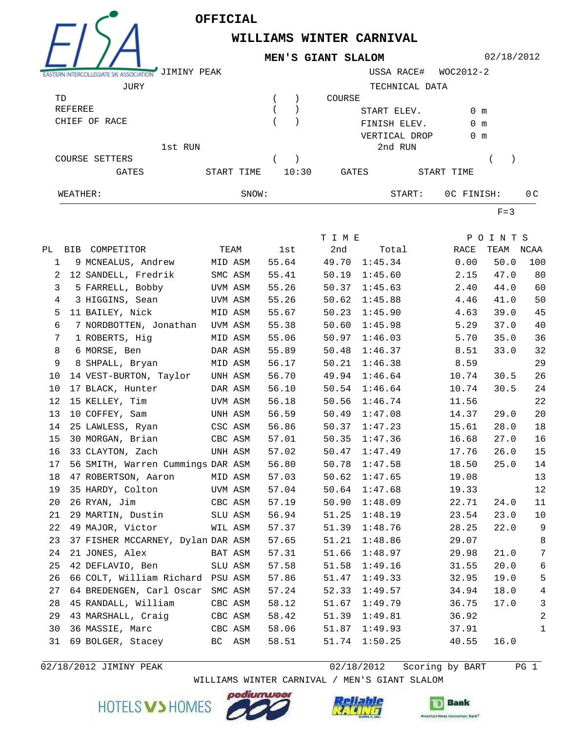# OFFICIAL

## WILLIAMS WINTER CARNIVAL

### MEN'S GIANT SLALOM

02/18/2012

JIMINY PEAK

USSA RACE# WOC2012-2

JURY

- TD ( )
- REFEREE ( )
- CHIEF OF RACE ( )

TECHNICAL DATA

COURSE

- START ELEV. 0 m
- FINISH ELEV. 0 m
- VERTICAL DROP 0 m

1st RUN

COURSE SETTERS ( )

GATES START TIME 10:30

2nd RUN

( )

GATES START TIME

WEATHER: SNOW: START: 0C FINISH: 0C

F=3

| PL | BIB | COMPETITOR | TEAM | TIME 1st | 2nd | Total | POINTS RACE | TEAM | NCAA |
|---|---|---|---|---|---|---|---|---|---|
| 1 | 9 | MCNEALUS, Andrew | MID ASM | 55.64 | 49.70 | 1:45.34 | 0.00 | 50.0 | 100 |
| 2 | 12 | SANDELL, Fredrik | SMC ASM | 55.41 | 50.19 | 1:45.60 | 2.15 | 47.0 | 80 |
| 3 | 5 | FARRELL, Bobby | UVM ASM | 55.26 | 50.37 | 1:45.63 | 2.40 | 44.0 | 60 |
| 4 | 3 | HIGGINS, Sean | UVM ASM | 55.26 | 50.62 | 1:45.88 | 4.46 | 41.0 | 50 |
| 5 | 11 | BAILEY, Nick | MID ASM | 55.67 | 50.23 | 1:45.90 | 4.63 | 39.0 | 45 |
| 6 | 7 | NORDBOTTEN, Jonathan | UVM ASM | 55.38 | 50.60 | 1:45.98 | 5.29 | 37.0 | 40 |
| 7 | 1 | ROBERTS, Hig | MID ASM | 55.06 | 50.97 | 1:46.03 | 5.70 | 35.0 | 36 |
| 8 | 6 | MORSE, Ben | DAR ASM | 55.89 | 50.48 | 1:46.37 | 8.51 | 33.0 | 32 |
| 9 | 8 | SHPALL, Bryan | MID ASM | 56.17 | 50.21 | 1:46.38 | 8.59 | | 29 |
| 10 | 14 | VEST-BURTON, Taylor | UNH ASM | 56.70 | 49.94 | 1:46.64 | 10.74 | 30.5 | 26 |
| 10 | 17 | BLACK, Hunter | DAR ASM | 56.10 | 50.54 | 1:46.64 | 10.74 | 30.5 | 24 |
| 12 | 15 | KELLEY, Tim | UVM ASM | 56.18 | 50.56 | 1:46.74 | 11.56 | | 22 |
| 13 | 10 | COFFEY, Sam | UNH ASM | 56.59 | 50.49 | 1:47.08 | 14.37 | 29.0 | 20 |
| 14 | 25 | LAWLESS, Ryan | CSC ASM | 56.86 | 50.37 | 1:47.23 | 15.61 | 28.0 | 18 |
| 15 | 30 | MORGAN, Brian | CBC ASM | 57.01 | 50.35 | 1:47.36 | 16.68 | 27.0 | 16 |
| 16 | 33 | CLAYTON, Zach | UNH ASM | 57.02 | 50.47 | 1:47.49 | 17.76 | 26.0 | 15 |
| 17 | 56 | SMITH, Warren Cummings | DAR ASM | 56.80 | 50.78 | 1:47.58 | 18.50 | 25.0 | 14 |
| 18 | 47 | ROBERTSON, Aaron | MID ASM | 57.03 | 50.62 | 1:47.65 | 19.08 | | 13 |
| 19 | 35 | HARDY, Colton | UVM ASM | 57.04 | 50.64 | 1:47.68 | 19.33 | | 12 |
| 20 | 26 | RYAN, Jim | CBC ASM | 57.19 | 50.90 | 1:48.09 | 22.71 | 24.0 | 11 |
| 21 | 29 | MARTIN, Dustin | SLU ASM | 56.94 | 51.25 | 1:48.19 | 23.54 | 23.0 | 10 |
| 22 | 49 | MAJOR, Victor | WIL ASM | 57.37 | 51.39 | 1:48.76 | 28.25 | 22.0 | 9 |
| 23 | 37 | FISHER MCCARNEY, Dylan | DAR ASM | 57.65 | 51.21 | 1:48.86 | 29.07 | | 8 |
| 24 | 21 | JONES, Alex | BAT ASM | 57.31 | 51.66 | 1:48.97 | 29.98 | 21.0 | 7 |
| 25 | 42 | DEFLAVIO, Ben | SLU ASM | 57.58 | 51.58 | 1:49.16 | 31.55 | 20.0 | 6 |
| 26 | 66 | COLT, William Richard | PSU ASM | 57.86 | 51.47 | 1:49.33 | 32.95 | 19.0 | 5 |
| 27 | 64 | BREDENGEN, Carl Oscar | SMC ASM | 57.24 | 52.33 | 1:49.57 | 34.94 | 18.0 | 4 |
| 28 | 45 | RANDALL, William | CBC ASM | 58.12 | 51.67 | 1:49.79 | 36.75 | 17.0 | 3 |
| 29 | 43 | MARSHALL, Craig | CBC ASM | 58.42 | 51.39 | 1:49.81 | 36.92 | | 2 |
| 30 | 36 | MASSIE, Marc | CBC ASM | 58.06 | 51.87 | 1:49.93 | 37.91 | | 1 |
| 31 | 69 | BOLGER, Stacey | BC ASM | 58.51 | 51.74 | 1:50.25 | 40.55 | 16.0 | |

02/18/2012 JIMINY PEAK 02/18/2012 Scoring by BART

WILLIAMS WINTER CARNIVAL / MEN'S GIANT SLALOM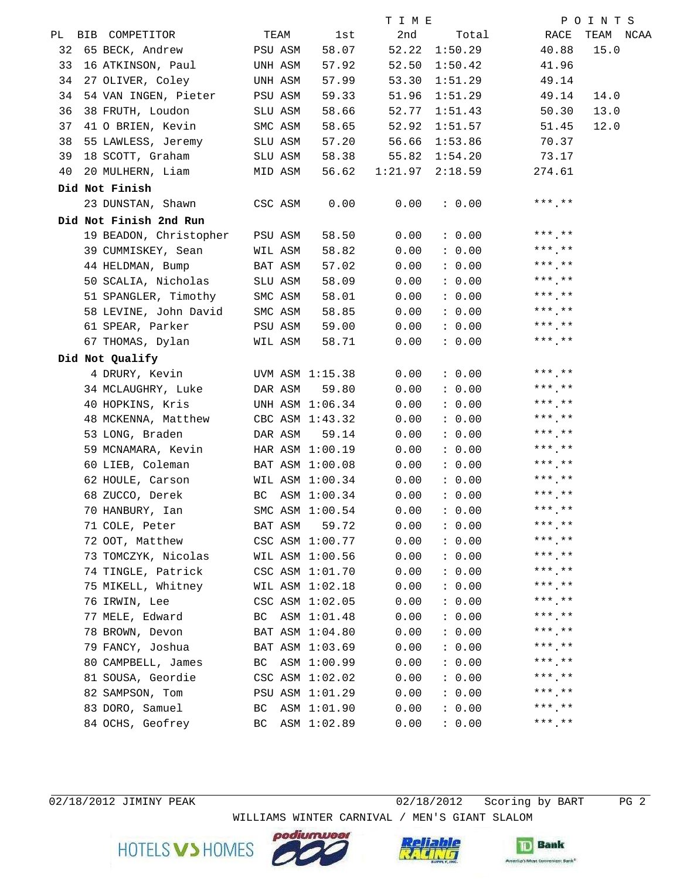| PL | BIB | COMPETITOR | TEAM | TIME 1st | TIME 2nd | TIME Total | POINTS RACE | POINTS TEAM | POINTS NCAA |
|---|---|---|---|---|---|---|---|---|---|
| 32 | 65 | BECK, Andrew | PSU ASM | 58.07 | 52.22 | 1:50.29 | 40.88 | 15.0 | |
| 33 | 16 | ATKINSON, Paul | UNH ASM | 57.92 | 52.50 | 1:50.42 | 41.96 | | |
| 34 | 27 | OLIVER, Coley | UNH ASM | 57.99 | 53.30 | 1:51.29 | 49.14 | | |
| 34 | 54 | VAN INGEN, Pieter | PSU ASM | 59.33 | 51.96 | 1:51.29 | 49.14 | 14.0 | |
| 36 | 38 | FRUTH, Loudon | SLU ASM | 58.66 | 52.77 | 1:51.43 | 50.30 | 13.0 | |
| 37 | 41 | O BRIEN, Kevin | SMC ASM | 58.65 | 52.92 | 1:51.57 | 51.45 | 12.0 | |
| 38 | 55 | LAWLESS, Jeremy | SLU ASM | 57.20 | 56.66 | 1:53.86 | 70.37 | | |
| 39 | 18 | SCOTT, Graham | SLU ASM | 58.38 | 55.82 | 1:54.20 | 73.17 | | |
| 40 | 20 | MULHERN, Liam | MID ASM | 56.62 | 1:21.97 | 2:18.59 | 274.61 | | |
| **Did Not Finish** | | | | | | | | | |
| | 23 | DUNSTAN, Shawn | CSC ASM | 0.00 | 0.00 | : 0.00 | ***.** | | |
| **Did Not Finish 2nd Run** | | | | | | | | | |
| | 19 | BEADON, Christopher | PSU ASM | 58.50 | 0.00 | : 0.00 | ***.** | | |
| | 39 | CUMMISKEY, Sean | WIL ASM | 58.82 | 0.00 | : 0.00 | ***.** | | |
| | 44 | HELDMAN, Bump | BAT ASM | 57.02 | 0.00 | : 0.00 | ***.** | | |
| | 50 | SCALIA, Nicholas | SLU ASM | 58.09 | 0.00 | : 0.00 | ***.** | | |
| | 51 | SPANGLER, Timothy | SMC ASM | 58.01 | 0.00 | : 0.00 | ***.** | | |
| | 58 | LEVINE, John David | SMC ASM | 58.85 | 0.00 | : 0.00 | ***.** | | |
| | 61 | SPEAR, Parker | PSU ASM | 59.00 | 0.00 | : 0.00 | ***.** | | |
| | 67 | THOMAS, Dylan | WIL ASM | 58.71 | 0.00 | : 0.00 | ***.** | | |
| **Did Not Qualify** | | | | | | | | | |
| | 4 | DRURY, Kevin | UVM ASM | 1:15.38 | 0.00 | : 0.00 | ***.** | | |
| | 34 | MCLAUGHRY, Luke | DAR ASM | 59.80 | 0.00 | : 0.00 | ***.** | | |
| | 40 | HOPKINS, Kris | UNH ASM | 1:06.34 | 0.00 | : 0.00 | ***.** | | |
| | 48 | MCKENNA, Matthew | CBC ASM | 1:43.32 | 0.00 | : 0.00 | ***.** | | |
| | 53 | LONG, Braden | DAR ASM | 59.14 | 0.00 | : 0.00 | ***.** | | |
| | 59 | MCNAMARA, Kevin | HAR ASM | 1:00.19 | 0.00 | : 0.00 | ***.** | | |
| | 60 | LIEB, Coleman | BAT ASM | 1:00.08 | 0.00 | : 0.00 | ***.** | | |
| | 62 | HOULE, Carson | WIL ASM | 1:00.34 | 0.00 | : 0.00 | ***.** | | |
| | 68 | ZUCCO, Derek | BC ASM | 1:00.34 | 0.00 | : 0.00 | ***.** | | |
| | 70 | HANBURY, Ian | SMC ASM | 1:00.54 | 0.00 | : 0.00 | ***.** | | |
| | 71 | COLE, Peter | BAT ASM | 59.72 | 0.00 | : 0.00 | ***.** | | |
| | 72 | OOT, Matthew | CSC ASM | 1:00.77 | 0.00 | : 0.00 | ***.** | | |
| | 73 | TOMCZYK, Nicolas | WIL ASM | 1:00.56 | 0.00 | : 0.00 | ***.** | | |
| | 74 | TINGLE, Patrick | CSC ASM | 1:01.70 | 0.00 | : 0.00 | ***.** | | |
| | 75 | MIKELL, Whitney | WIL ASM | 1:02.18 | 0.00 | : 0.00 | ***.** | | |
| | 76 | IRWIN, Lee | CSC ASM | 1:02.05 | 0.00 | : 0.00 | ***.** | | |
| | 77 | MELE, Edward | BC ASM | 1:01.48 | 0.00 | : 0.00 | ***.** | | |
| | 78 | BROWN, Devon | BAT ASM | 1:04.80 | 0.00 | : 0.00 | ***.** | | |
| | 79 | FANCY, Joshua | BAT ASM | 1:03.69 | 0.00 | : 0.00 | ***.** | | |
| | 80 | CAMPBELL, James | BC ASM | 1:00.99 | 0.00 | : 0.00 | ***.** | | |
| | 81 | SOUSA, Geordie | CSC ASM | 1:02.02 | 0.00 | : 0.00 | ***.** | | |
| | 82 | SAMPSON, Tom | PSU ASM | 1:01.29 | 0.00 | : 0.00 | ***.** | | |
| | 83 | DORO, Samuel | BC ASM | 1:01.90 | 0.00 | : 0.00 | ***.** | | |
| | 84 | OCHS, Geofrey | BC ASM | 1:02.89 | 0.00 | : 0.00 | ***.** | | |

02/18/2012 JIMINY PEAK 02/18/2012 Scoring by BART

WILLIAMS WINTER CARNIVAL / MEN'S GIANT SLALOM

HOTELS VS HOMES podiumwear Reliable Racing TD Bank